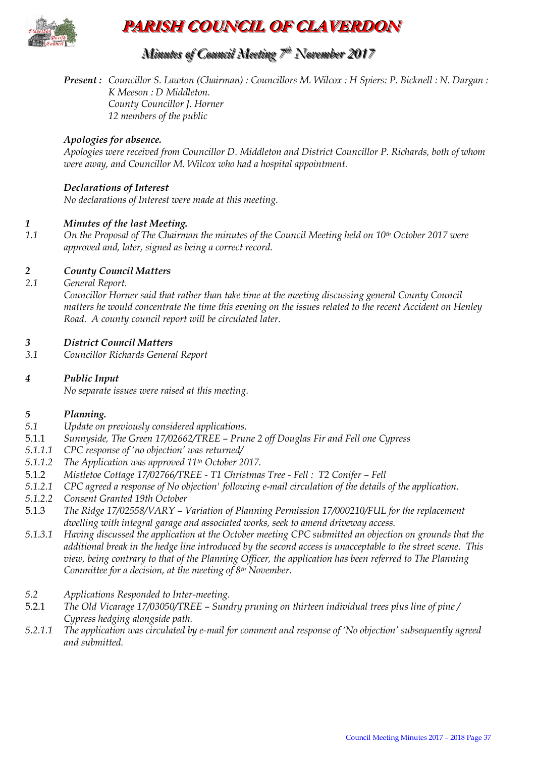# PARISH COUNCIL OF CLAVERDON

## Minutes of Council Meeting 7th November 2017

***Present :*** *Councillor S. Lawton (Chairman) : Councillors M. Wilcox : H Spiers: P. Bicknell : N. Dargan : K Meeson : D Middleton.*
*County Councillor J. Horner*
*12 members of the public*

***Apologies for absence.***

*Apologies were received from Councillor D. Middleton and District Councillor P. Richards, both of whom were away, and Councillor M. Wilcox who had a hospital appointment.*

***Declarations of Interest***

*No declarations of Interest were made at this meeting.*

***1 Minutes of the last Meeting.***

*1.1 On the Proposal of The Chairman the minutes of the Council Meeting held on 10th October 2017 were approved and, later, signed as being a correct record.*

***2 County Council Matters***

*2.1 General Report.*
*Councillor Horner said that rather than take time at the meeting discussing general County Council matters he would concentrate the time this evening on the issues related to the recent Accident on Henley Road. A county council report will be circulated later.*

***3 District Council Matters***

*3.1 Councillor Richards General Report*

***4 Public Input***

*No separate issues were raised at this meeting.*

***5 Planning.***

*5.1 Update on previously considered applications.*

5.1.1 *Sunnyside, The Green 17/02662/TREE – Prune 2 off Douglas Fir and Fell one Cypress*

*5.1.1.1 CPC response of 'no objection' was returned/*

*5.1.1.2 The Application was approved 11th October 2017.*

5.1.2 *Mistletoe Cottage 17/02766/TREE - T1 Christmas Tree - Fell : T2 Conifer – Fell*

*5.1.2.1 CPC agreed a response of No objection' following e-mail circulation of the details of the application.*

*5.1.2.2 Consent Granted 19th October*

5.1.3 *The Ridge 17/02558/VARY – Variation of Planning Permission 17/000210/FUL for the replacement dwelling with integral garage and associated works, seek to amend driveway access.*

*5.1.3.1 Having discussed the application at the October meeting CPC submitted an objection on grounds that the additional break in the hedge line introduced by the second access is unacceptable to the street scene. This view, being contrary to that of the Planning Officer, the application has been referred to The Planning Committee for a decision, at the meeting of 8th November.*

*5.2 Applications Responded to Inter-meeting.*

5.2.1 *The Old Vicarage 17/03050/TREE – Sundry pruning on thirteen individual trees plus line of pine / Cypress hedging alongside path.*

*5.2.1.1 The application was circulated by e-mail for comment and response of 'No objection' subsequently agreed and submitted.*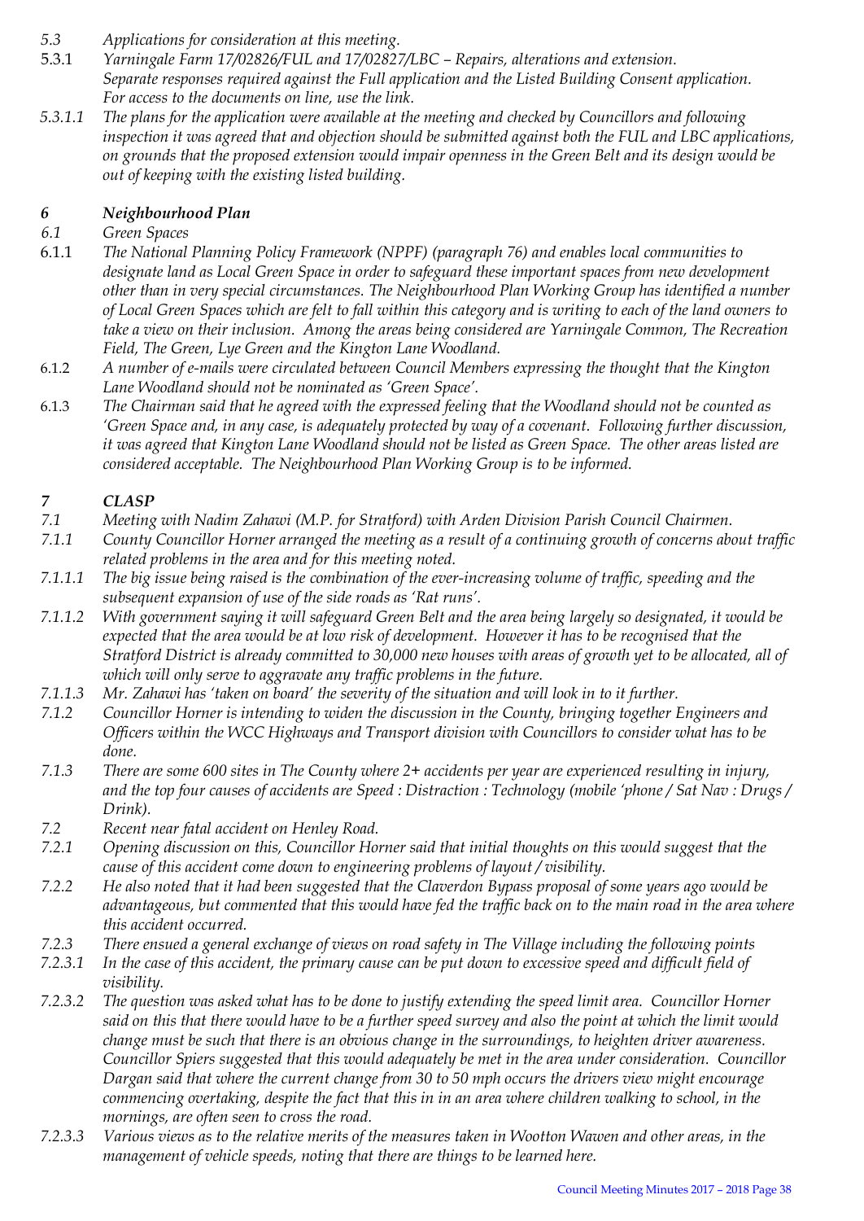*5.3 Applications for consideration at this meeting.*

5.3.1 *Yarningale Farm 17/02826/FUL and 17/02827/LBC – Repairs, alterations and extension. Separate responses required against the Full application and the Listed Building Consent application. For access to the documents on line, use the link.*

*5.3.1.1 The plans for the application were available at the meeting and checked by Councillors and following inspection it was agreed that and objection should be submitted against both the FUL and LBC applications, on grounds that the proposed extension would impair openness in the Green Belt and its design would be out of keeping with the existing listed building.*

## *6 Neighbourhood Plan*

*6.1 Green Spaces*

6.1.1 *The National Planning Policy Framework (NPPF) (paragraph 76) and enables local communities to designate land as Local Green Space in order to safeguard these important spaces from new development other than in very special circumstances. The Neighbourhood Plan Working Group has identified a number of Local Green Spaces which are felt to fall within this category and is writing to each of the land owners to take a view on their inclusion. Among the areas being considered are Yarningale Common, The Recreation Field, The Green, Lye Green and the Kington Lane Woodland.*

6.1.2 *A number of e-mails were circulated between Council Members expressing the thought that the Kington Lane Woodland should not be nominated as 'Green Space'.*

6.1.3 *The Chairman said that he agreed with the expressed feeling that the Woodland should not be counted as 'Green Space and, in any case, is adequately protected by way of a covenant. Following further discussion, it was agreed that Kington Lane Woodland should not be listed as Green Space. The other areas listed are considered acceptable. The Neighbourhood Plan Working Group is to be informed.*

## *7 CLASP*

*7.1 Meeting with Nadim Zahawi (M.P. for Stratford) with Arden Division Parish Council Chairmen.*

*7.1.1 County Councillor Horner arranged the meeting as a result of a continuing growth of concerns about traffic related problems in the area and for this meeting noted.*

*7.1.1.1 The big issue being raised is the combination of the ever-increasing volume of traffic, speeding and the subsequent expansion of use of the side roads as 'Rat runs'.*

*7.1.1.2 With government saying it will safeguard Green Belt and the area being largely so designated, it would be expected that the area would be at low risk of development. However it has to be recognised that the Stratford District is already committed to 30,000 new houses with areas of growth yet to be allocated, all of which will only serve to aggravate any traffic problems in the future.*

*7.1.1.3 Mr. Zahawi has 'taken on board' the severity of the situation and will look in to it further.*

*7.1.2 Councillor Horner is intending to widen the discussion in the County, bringing together Engineers and Officers within the WCC Highways and Transport division with Councillors to consider what has to be done.*

*7.1.3 There are some 600 sites in The County where 2+ accidents per year are experienced resulting in injury, and the top four causes of accidents are Speed : Distraction : Technology (mobile 'phone / Sat Nav : Drugs / Drink).*

*7.2 Recent near fatal accident on Henley Road.*

*7.2.1 Opening discussion on this, Councillor Horner said that initial thoughts on this would suggest that the cause of this accident come down to engineering problems of layout / visibility.*

*7.2.2 He also noted that it had been suggested that the Claverdon Bypass proposal of some years ago would be advantageous, but commented that this would have fed the traffic back on to the main road in the area where this accident occurred.*

*7.2.3 There ensued a general exchange of views on road safety in The Village including the following points*

*7.2.3.1 In the case of this accident, the primary cause can be put down to excessive speed and difficult field of visibility.*

*7.2.3.2 The question was asked what has to be done to justify extending the speed limit area. Councillor Horner said on this that there would have to be a further speed survey and also the point at which the limit would change must be such that there is an obvious change in the surroundings, to heighten driver awareness. Councillor Spiers suggested that this would adequately be met in the area under consideration. Councillor Dargan said that where the current change from 30 to 50 mph occurs the drivers view might encourage commencing overtaking, despite the fact that this in in an area where children walking to school, in the mornings, are often seen to cross the road.*

*7.2.3.3 Various views as to the relative merits of the measures taken in Wootton Wawen and other areas, in the management of vehicle speeds, noting that there are things to be learned here.*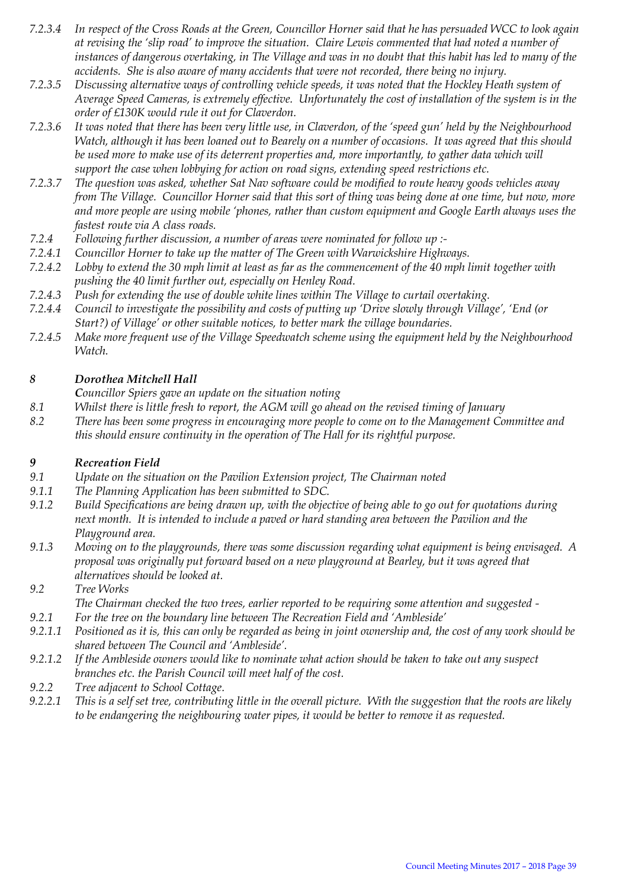*7.2.3.4 In respect of the Cross Roads at the Green, Councillor Horner said that he has persuaded WCC to look again at revising the 'slip road' to improve the situation. Claire Lewis commented that had noted a number of instances of dangerous overtaking, in The Village and was in no doubt that this habit has led to many of the accidents. She is also aware of many accidents that were not recorded, there being no injury.*

*7.2.3.5 Discussing alternative ways of controlling vehicle speeds, it was noted that the Hockley Heath system of Average Speed Cameras, is extremely effective. Unfortunately the cost of installation of the system is in the order of £130K would rule it out for Claverdon.*

*7.2.3.6 It was noted that there has been very little use, in Claverdon, of the 'speed gun' held by the Neighbourhood Watch, although it has been loaned out to Bearely on a number of occasions. It was agreed that this should be used more to make use of its deterrent properties and, more importantly, to gather data which will support the case when lobbying for action on road signs, extending speed restrictions etc.*

*7.2.3.7 The question was asked, whether Sat Nav software could be modified to route heavy goods vehicles away from The Village. Councillor Horner said that this sort of thing was being done at one time, but now, more and more people are using mobile 'phones, rather than custom equipment and Google Earth always uses the fastest route via A class roads.*

*7.2.4 Following further discussion, a number of areas were nominated for follow up :-*

*7.2.4.1 Councillor Horner to take up the matter of The Green with Warwickshire Highways.*

*7.2.4.2 Lobby to extend the 30 mph limit at least as far as the commencement of the 40 mph limit together with pushing the 40 limit further out, especially on Henley Road.*

*7.2.4.3 Push for extending the use of double white lines within The Village to curtail overtaking.*

*7.2.4.4 Council to investigate the possibility and costs of putting up 'Drive slowly through Village', 'End (or Start?) of Village' or other suitable notices, to better mark the village boundaries.*

*7.2.4.5 Make more frequent use of the Village Speedwatch scheme using the equipment held by the Neighbourhood Watch.*

## *8 Dorothea Mitchell Hall*

*Councillor Spiers gave an update on the situation noting*

*8.1 Whilst there is little fresh to report, the AGM will go ahead on the revised timing of January*

*8.2 There has been some progress in encouraging more people to come on to the Management Committee and this should ensure continuity in the operation of The Hall for its rightful purpose.*

## *9 Recreation Field*

*9.1 Update on the situation on the Pavilion Extension project, The Chairman noted*

*9.1.1 The Planning Application has been submitted to SDC.*

*9.1.2 Build Specifications are being drawn up, with the objective of being able to go out for quotations during next month. It is intended to include a paved or hard standing area between the Pavilion and the Playground area.*

*9.1.3 Moving on to the playgrounds, there was some discussion regarding what equipment is being envisaged. A proposal was originally put forward based on a new playground at Bearley, but it was agreed that alternatives should be looked at.*

*9.2 Tree Works*

*The Chairman checked the two trees, earlier reported to be requiring some attention and suggested -*

*9.2.1 For the tree on the boundary line between The Recreation Field and 'Ambleside'*

*9.2.1.1 Positioned as it is, this can only be regarded as being in joint ownership and, the cost of any work should be shared between The Council and 'Ambleside'.*

*9.2.1.2 If the Ambleside owners would like to nominate what action should be taken to take out any suspect branches etc. the Parish Council will meet half of the cost.*

*9.2.2 Tree adjacent to School Cottage.*

*9.2.2.1 This is a self set tree, contributing little in the overall picture. With the suggestion that the roots are likely to be endangering the neighbouring water pipes, it would be better to remove it as requested.*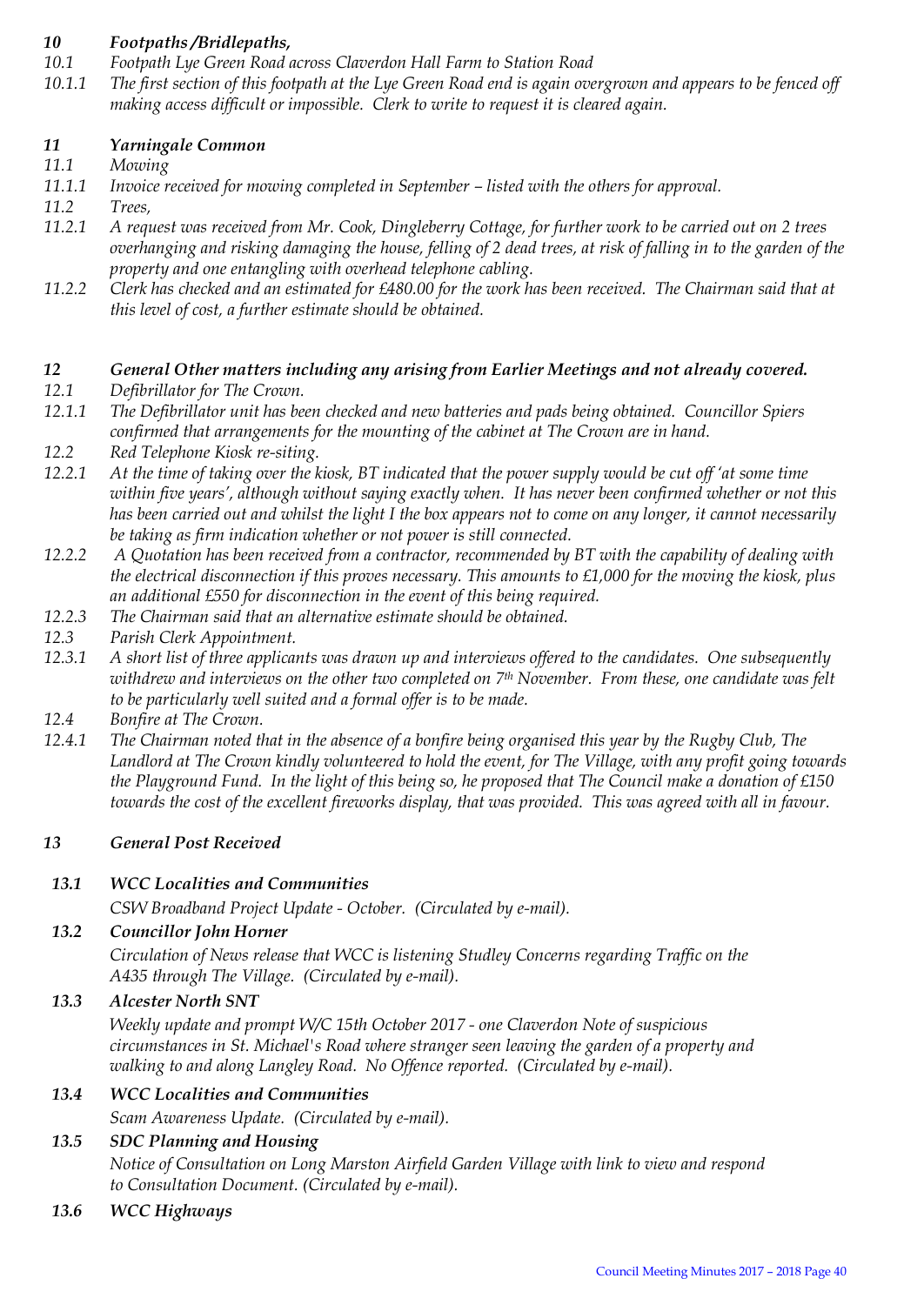*10 Footpaths /Bridlepaths,*

*10.1 Footpath Lye Green Road across Claverdon Hall Farm to Station Road*

*10.1.1 The first section of this footpath at the Lye Green Road end is again overgrown and appears to be fenced off making access difficult or impossible. Clerk to write to request it is cleared again.*

*11 Yarningale Common*

*11.1 Mowing*

*11.1.1 Invoice received for mowing completed in September – listed with the others for approval.*

*11.2 Trees,*

*11.2.1 A request was received from Mr. Cook, Dingleberry Cottage, for further work to be carried out on 2 trees overhanging and risking damaging the house, felling of 2 dead trees, at risk of falling in to the garden of the property and one entangling with overhead telephone cabling.*

*11.2.2 Clerk has checked and an estimated for £480.00 for the work has been received. The Chairman said that at this level of cost, a further estimate should be obtained.*

*12 General Other matters including any arising from Earlier Meetings and not already covered.*

*12.1 Defibrillator for The Crown.*

*12.1.1 The Defibrillator unit has been checked and new batteries and pads being obtained. Councillor Spiers confirmed that arrangements for the mounting of the cabinet at The Crown are in hand.*

*12.2 Red Telephone Kiosk re-siting.*

*12.2.1 At the time of taking over the kiosk, BT indicated that the power supply would be cut off 'at some time within five years', although without saying exactly when. It has never been confirmed whether or not this has been carried out and whilst the light I the box appears not to come on any longer, it cannot necessarily be taking as firm indication whether or not power is still connected.*

*12.2.2 A Quotation has been received from a contractor, recommended by BT with the capability of dealing with the electrical disconnection if this proves necessary. This amounts to £1,000 for the moving the kiosk, plus an additional £550 for disconnection in the event of this being required.*

*12.2.3 The Chairman said that an alternative estimate should be obtained.*

*12.3 Parish Clerk Appointment.*

*12.3.1 A short list of three applicants was drawn up and interviews offered to the candidates. One subsequently withdrew and interviews on the other two completed on 7th November. From these, one candidate was felt to be particularly well suited and a formal offer is to be made.*

*12.4 Bonfire at The Crown.*

*12.4.1 The Chairman noted that in the absence of a bonfire being organised this year by the Rugby Club, The Landlord at The Crown kindly volunteered to hold the event, for The Village, with any profit going towards the Playground Fund. In the light of this being so, he proposed that The Council make a donation of £150 towards the cost of the excellent fireworks display, that was provided. This was agreed with all in favour.*

*13 General Post Received*

***13.1 WCC Localities and Communities***

*CSW Broadband Project Update - October. (Circulated by e-mail).*

***13.2 Councillor John Horner***

*Circulation of News release that WCC is listening Studley Concerns regarding Traffic on the A435 through The Village. (Circulated by e-mail).*

***13.3 Alcester North SNT***

*Weekly update and prompt W/C 15th October 2017 - one Claverdon Note of suspicious circumstances in St. Michael's Road where stranger seen leaving the garden of a property and walking to and along Langley Road. No Offence reported. (Circulated by e-mail).*

***13.4 WCC Localities and Communities***

*Scam Awareness Update. (Circulated by e-mail).*

***13.5 SDC Planning and Housing***

*Notice of Consultation on Long Marston Airfield Garden Village with link to view and respond to Consultation Document. (Circulated by e-mail).*

***13.6 WCC Highways***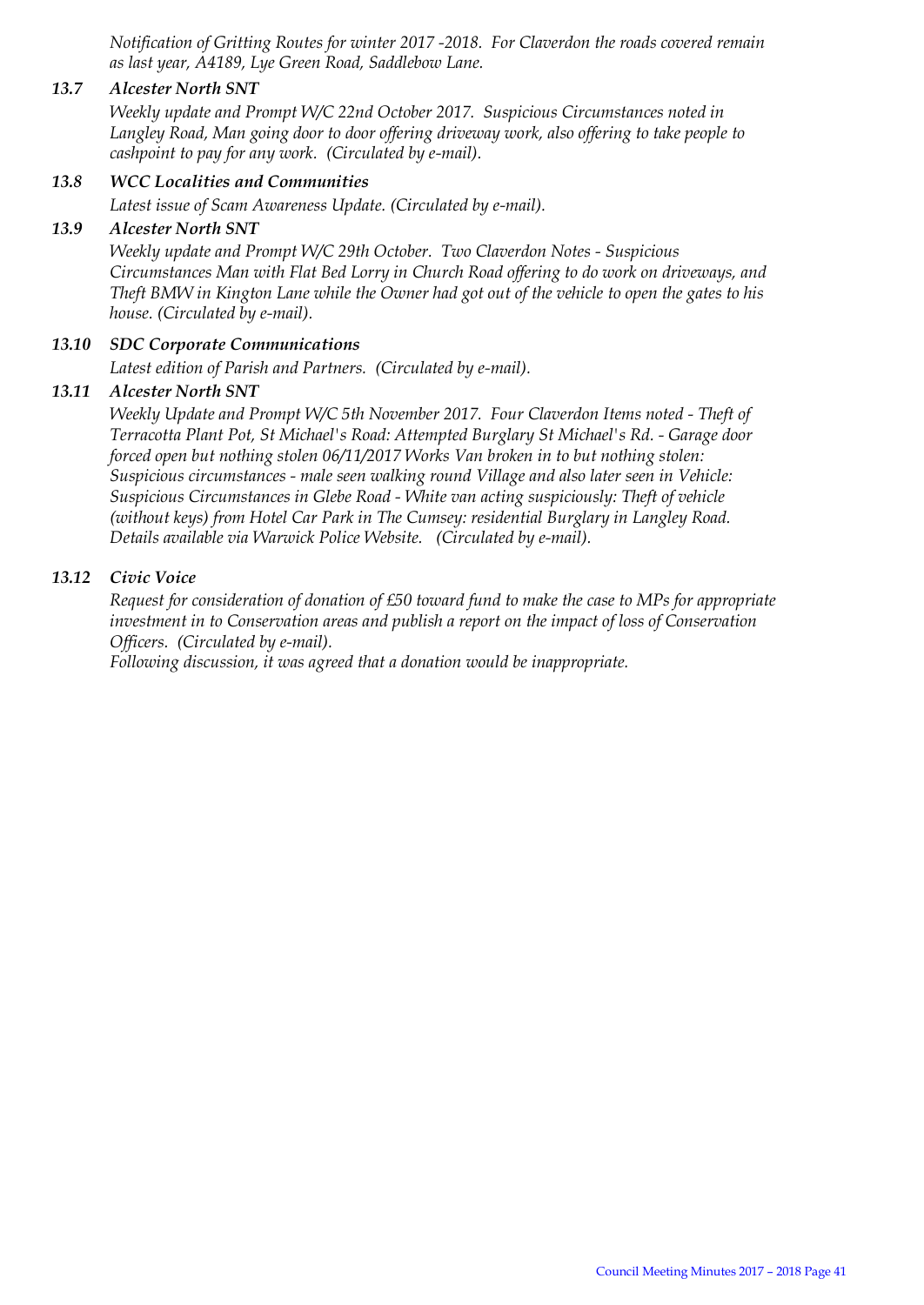*Notification of Gritting Routes for winter 2017 -2018. For Claverdon the roads covered remain as last year, A4189, Lye Green Road, Saddlebow Lane.*

### *13.7 Alcester North SNT*

*Weekly update and Prompt W/C 22nd October 2017. Suspicious Circumstances noted in Langley Road, Man going door to door offering driveway work, also offering to take people to cashpoint to pay for any work. (Circulated by e-mail).*

### *13.8 WCC Localities and Communities*

*Latest issue of Scam Awareness Update. (Circulated by e-mail).*

### *13.9 Alcester North SNT*

*Weekly update and Prompt W/C 29th October. Two Claverdon Notes - Suspicious Circumstances Man with Flat Bed Lorry in Church Road offering to do work on driveways, and Theft BMW in Kington Lane while the Owner had got out of the vehicle to open the gates to his house. (Circulated by e-mail).*

### *13.10 SDC Corporate Communications*

*Latest edition of Parish and Partners. (Circulated by e-mail).*

### *13.11 Alcester North SNT*

*Weekly Update and Prompt W/C 5th November 2017. Four Claverdon Items noted - Theft of Terracotta Plant Pot, St Michael's Road: Attempted Burglary St Michael's Rd. - Garage door forced open but nothing stolen 06/11/2017 Works Van broken in to but nothing stolen: Suspicious circumstances - male seen walking round Village and also later seen in Vehicle: Suspicious Circumstances in Glebe Road - White van acting suspiciously: Theft of vehicle (without keys) from Hotel Car Park in The Cumsey: residential Burglary in Langley Road. Details available via Warwick Police Website. (Circulated by e-mail).*

### *13.12 Civic Voice*

*Request for consideration of donation of £50 toward fund to make the case to MPs for appropriate investment in to Conservation areas and publish a report on the impact of loss of Conservation Officers. (Circulated by e-mail).*

*Following discussion, it was agreed that a donation would be inappropriate.*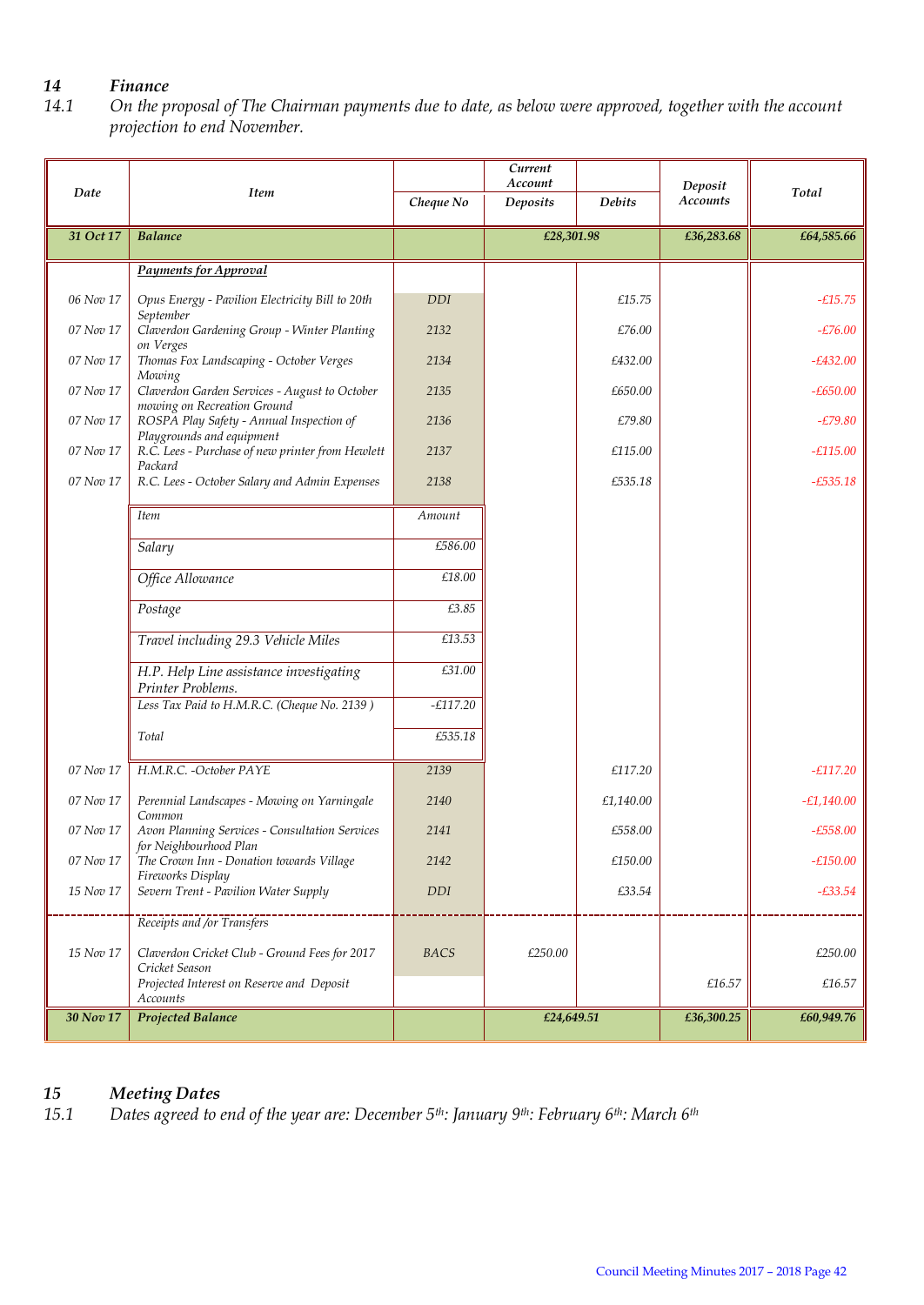## 14 Finance

14.1 *On the proposal of The Chairman payments due to date, as below were approved, together with the account projection to end November.*

| Date | Item | Cheque No | Current Account Deposits | Current Account Debits | Deposit Accounts | Total |
|---|---|---|---|---|---|---|
| **31 Oct 17** | **Balance** | | **£28,301.98** | | **£36,283.68** | **£64,585.66** |
| | **Payments for Approval** | | | | | |
| 06 Nov 17 | Opus Energy - Pavilion Electricity Bill to 20th September | DDI | | £15.75 | | -£15.75 |
| 07 Nov 17 | Claverdon Gardening Group - Winter Planting on Verges | 2132 | | £76.00 | | -£76.00 |
| 07 Nov 17 | Thomas Fox Landscaping - October Verges Mowing | 2134 | | £432.00 | | -£432.00 |
| 07 Nov 17 | Claverdon Garden Services - August to October mowing on Recreation Ground | 2135 | | £650.00 | | -£650.00 |
| 07 Nov 17 | ROSPA Play Safety - Annual Inspection of Playgrounds and equipment | 2136 | | £79.80 | | -£79.80 |
| 07 Nov 17 | R.C. Lees - Purchase of new printer from Hewlett Packard | 2137 | | £115.00 | | -£115.00 |
| 07 Nov 17 | R.C. Lees - October Salary and Admin Expenses | 2138 | | £535.18 | | -£535.18 |
| 07 Nov 17 | H.M.R.C. -October PAYE | 2139 | | £117.20 | | -£117.20 |
| 07 Nov 17 | Perennial Landscapes - Mowing on Yarningale Common | 2140 | | £1,140.00 | | -£1,140.00 |
| 07 Nov 17 | Avon Planning Services - Consultation Services for Neighbourhood Plan | 2141 | | £558.00 | | -£558.00 |
| 07 Nov 17 | The Crown Inn - Donation towards Village Fireworks Display | 2142 | | £150.00 | | -£150.00 |
| 15 Nov 17 | Severn Trent - Pavilion Water Supply | DDI | | £33.54 | | -£33.54 |
| | Receipts and /or Transfers | | | | | |
| 15 Nov 17 | Claverdon Cricket Club - Ground Fees for 2017 Cricket Season | BACS | £250.00 | | | £250.00 |
| | Projected Interest on Reserve and Deposit Accounts | | | | £16.57 | £16.57 |
| **30 Nov 17** | **Projected Balance** | | **£24,649.51** | | **£36,300.25** | **£60,949.76** |

R.C. Lees - October Salary and Admin Expenses (Cheque 2138) breakdown:

| Item | Amount |
|---|---|
| Salary | £586.00 |
| Office Allowance | £18.00 |
| Postage | £3.85 |
| Travel including 29.3 Vehicle Miles | £13.53 |
| H.P. Help Line assistance investigating Printer Problems. | £31.00 |
| Less Tax Paid to H.M.R.C. (Cheque No. 2139 ) | -£117.20 |
| Total | £535.18 |

## 15 Meeting Dates

15.1 *Dates agreed to end of the year are: December 5th: January 9th: February 6th: March 6th*